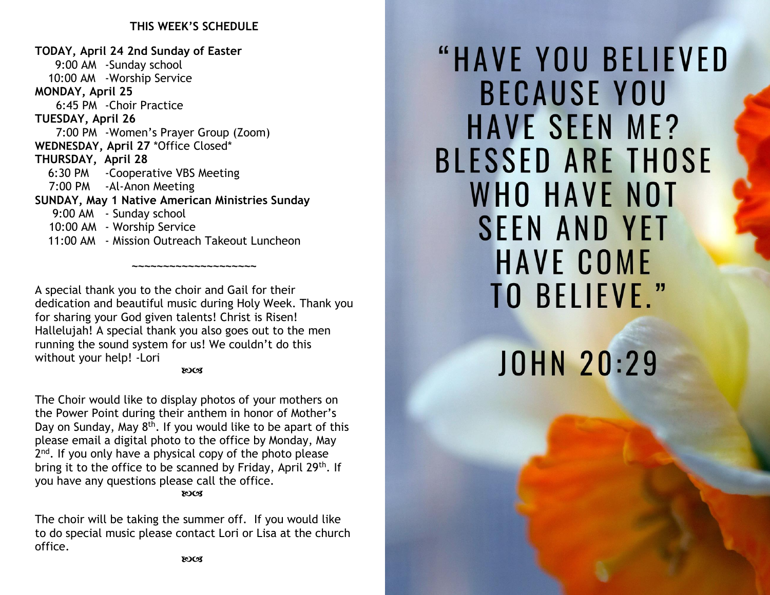## THIS WEEK'S SCHEDULE

**TODAY, April 24 2nd Sunday of Easter**
9:00 AM -Sunday school
10:00 AM -Worship Service

**MONDAY, April 25**
6:45 PM -Choir Practice

**TUESDAY, April 26**
7:00 PM -Women's Prayer Group (Zoom)

**WEDNESDAY, April 27** \*Office Closed\*

**THURSDAY, April 28**
6:30 PM -Cooperative VBS Meeting
7:00 PM -Al-Anon Meeting

**SUNDAY, May 1 Native American Ministries Sunday**
9:00 AM - Sunday school
10:00 AM - Worship Service
11:00 AM - Mission Outreach Takeout Luncheon

~~~~~~~~~~~~~~~~~~~~

A special thank you to the choir and Gail for their dedication and beautiful music during Holy Week. Thank you for sharing your God given talents! Christ is Risen! Hallelujah! A special thank you also goes out to the men running the sound system for us! We couldn't do this without your help! -Lori

ꕤ

The Choir would like to display photos of your mothers on the Power Point during their anthem in honor of Mother's Day on Sunday, May 8th. If you would like to be apart of this please email a digital photo to the office by Monday, May 2nd. If you only have a physical copy of the photo please bring it to the office to be scanned by Friday, April 29th. If you have any questions please call the office.

ꕤ

The choir will be taking the summer off. If you would like to do special music please contact Lori or Lisa at the church office.

ꕤ

"HAVE YOU BELIEVED BECAUSE YOU HAVE SEEN ME? BLESSED ARE THOSE WHO HAVE NOT SEEN AND YET HAVE COME TO BELIEVE."

JOHN 20:29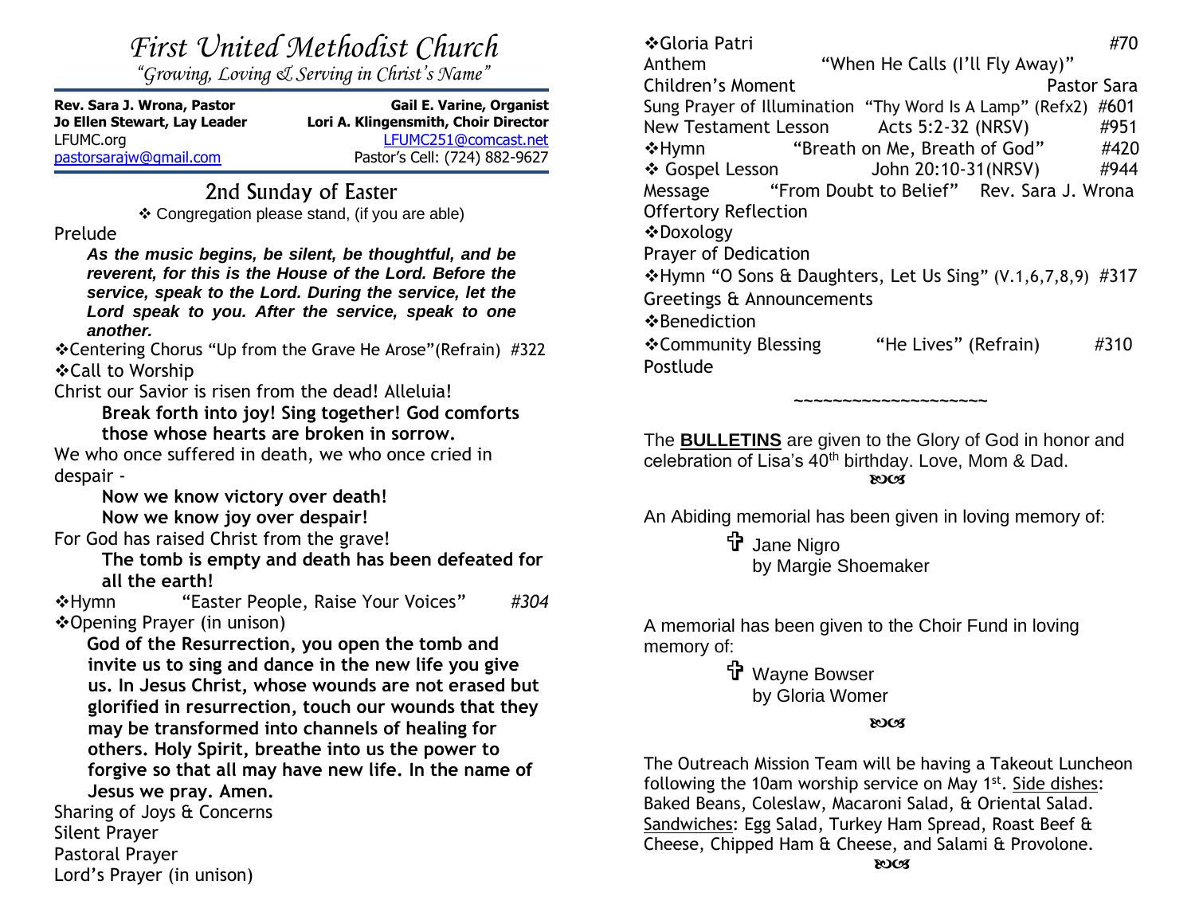# *First United Methodist Church*

*"Growing, Loving & Serving in Christ's Name"*

**Rev. Sara J. Wrona, Pastor** | **Gail E. Varine, Organist**
**Jo Ellen Stewart, Lay Leader** | **Lori A. Klingensmith, Choir Director**
LFUMC.org | LFUMC251@comcast.net
pastorsarajw@gmail.com | Pastor's Cell: (724) 882-9627

## 2nd Sunday of Easter

❖ Congregation please stand, (if you are able)

Prelude

***As the music begins, be silent, be thoughtful, and be reverent, for this is the House of the Lord. Before the service, speak to the Lord. During the service, let the Lord speak to you. After the service, speak to one another.***

❖Centering Chorus "Up from the Grave He Arose"(Refrain) #322

❖Call to Worship

Christ our Savior is risen from the dead! Alleluia!

**Break forth into joy! Sing together! God comforts those whose hearts are broken in sorrow.**

We who once suffered in death, we who once cried in despair -

**Now we know victory over death!**
**Now we know joy over despair!**

For God has raised Christ from the grave!

**The tomb is empty and death has been defeated for all the earth!**

❖Hymn "Easter People, Raise Your Voices" *#304*

❖Opening Prayer (in unison)

**God of the Resurrection, you open the tomb and invite us to sing and dance in the new life you give us. In Jesus Christ, whose wounds are not erased but glorified in resurrection, touch our wounds that they may be transformed into channels of healing for others. Holy Spirit, breathe into us the power to forgive so that all may have new life. In the name of Jesus we pray. Amen.**

Sharing of Joys & Concerns
Silent Prayer
Pastoral Prayer
Lord's Prayer (in unison)

❖Gloria Patri #70
Anthem "When He Calls (I'll Fly Away)"
Children's Moment Pastor Sara
Sung Prayer of Illumination "Thy Word Is A Lamp" (Refx2) #601
New Testament Lesson Acts 5:2-32 (NRSV) #951
❖Hymn "Breath on Me, Breath of God" #420
❖ Gospel Lesson John 20:10-31(NRSV) #944
Message "From Doubt to Belief" Rev. Sara J. Wrona
Offertory Reflection
❖Doxology
Prayer of Dedication
❖Hymn "O Sons & Daughters, Let Us Sing" (V.1,6,7,8,9) #317
Greetings & Announcements
❖Benediction
❖Community Blessing "He Lives" (Refrain) #310
Postlude

~~~~~~~~~~~~~~~~~~~~

The **BULLETINS** are given to the Glory of God in honor and celebration of Lisa's 40th birthday. Love, Mom & Dad.

An Abiding memorial has been given in loving memory of:

✞ Jane Nigro
by Margie Shoemaker

A memorial has been given to the Choir Fund in loving memory of:

✞ Wayne Bowser
by Gloria Womer

The Outreach Mission Team will be having a Takeout Luncheon following the 10am worship service on May 1st. Side dishes: Baked Beans, Coleslaw, Macaroni Salad, & Oriental Salad. Sandwiches: Egg Salad, Turkey Ham Spread, Roast Beef & Cheese, Chipped Ham & Cheese, and Salami & Provolone.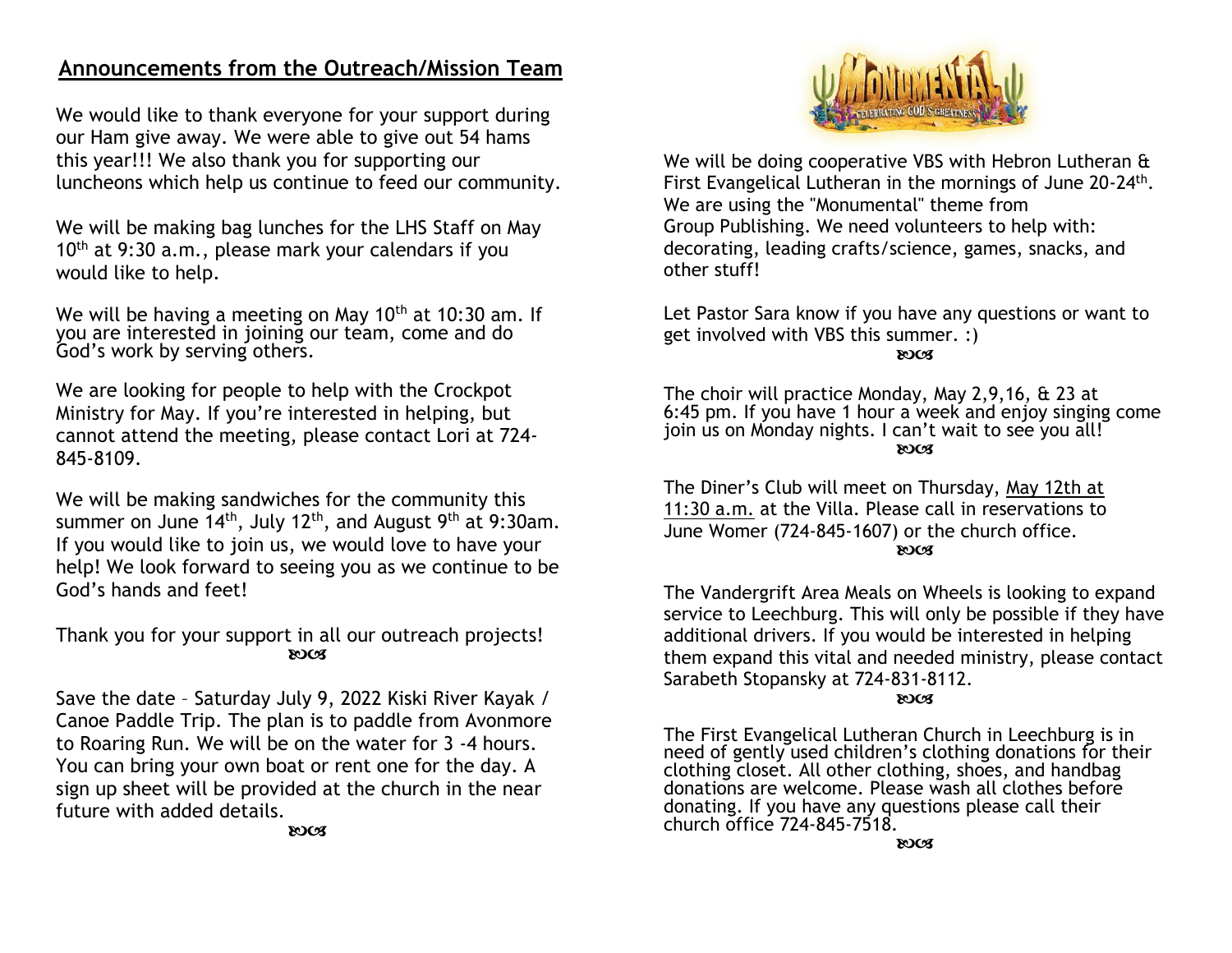## Announcements from the Outreach/Mission Team

We would like to thank everyone for your support during our Ham give away. We were able to give out 54 hams this year!!! We also thank you for supporting our luncheons which help us continue to feed our community.

We will be making bag lunches for the LHS Staff on May 10th at 9:30 a.m., please mark your calendars if you would like to help.

We will be having a meeting on May 10th at 10:30 am. If you are interested in joining our team, come and do God's work by serving others.

We are looking for people to help with the Crockpot Ministry for May. If you're interested in helping, but cannot attend the meeting, please contact Lori at 724-845-8109.

We will be making sandwiches for the community this summer on June 14th, July 12th, and August 9th at 9:30am. If you would like to join us, we would love to have your help! We look forward to seeing you as we continue to be God's hands and feet!

Thank you for your support in all our outreach projects!

Save the date – Saturday July 9, 2022 Kiski River Kayak / Canoe Paddle Trip. The plan is to paddle from Avonmore to Roaring Run. We will be on the water for 3 -4 hours. You can bring your own boat or rent one for the day. A sign up sheet will be provided at the church in the near future with added details.

MONUMENTAL — CELEBRATING GOD'S GREATNESS

We will be doing cooperative VBS with Hebron Lutheran & First Evangelical Lutheran in the mornings of June 20-24th. We are using the "Monumental" theme from Group Publishing. We need volunteers to help with: decorating, leading crafts/science, games, snacks, and other stuff!

Let Pastor Sara know if you have any questions or want to get involved with VBS this summer. :)

The choir will practice Monday, May 2,9,16, & 23 at 6:45 pm. If you have 1 hour a week and enjoy singing come join us on Monday nights. I can't wait to see you all!

The Diner's Club will meet on Thursday, May 12th at 11:30 a.m. at the Villa. Please call in reservations to June Womer (724-845-1607) or the church office.

The Vandergrift Area Meals on Wheels is looking to expand service to Leechburg. This will only be possible if they have additional drivers. If you would be interested in helping them expand this vital and needed ministry, please contact Sarabeth Stopansky at 724-831-8112.

The First Evangelical Lutheran Church in Leechburg is in need of gently used children's clothing donations for their clothing closet. All other clothing, shoes, and handbag donations are welcome. Please wash all clothes before donating. If you have any questions please call their church office 724-845-7518.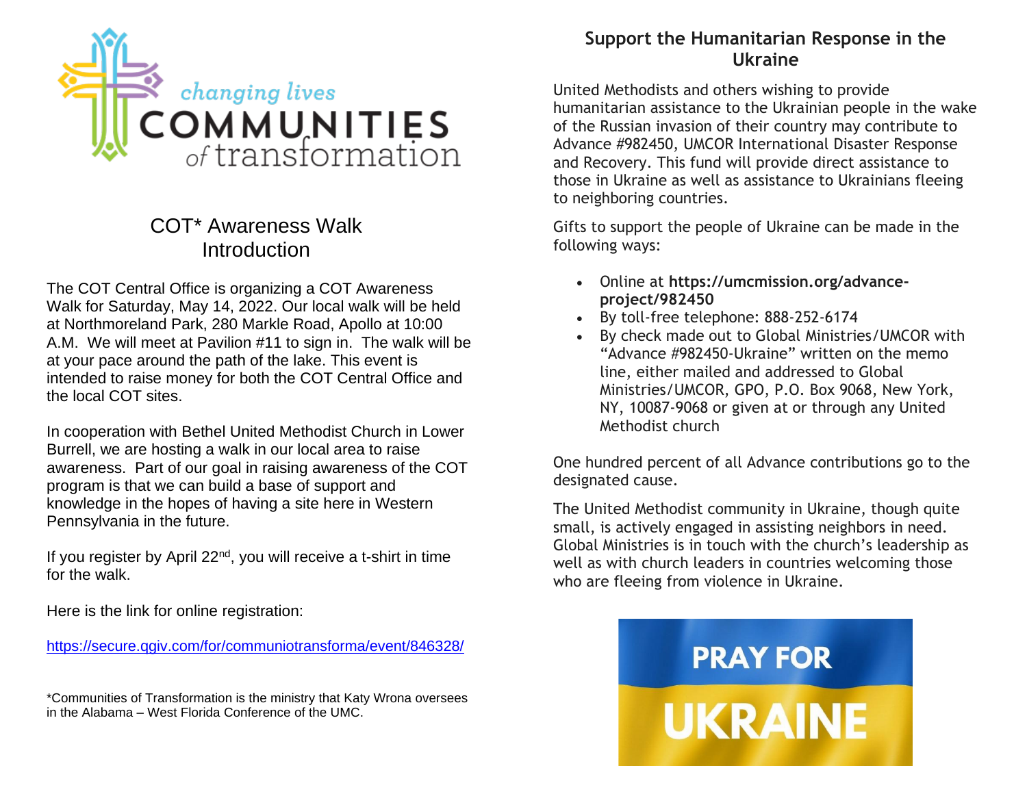changing lives
COMMUNITIES
of transformation

## COT* Awareness Walk Introduction

The COT Central Office is organizing a COT Awareness Walk for Saturday, May 14, 2022. Our local walk will be held at Northmoreland Park, 280 Markle Road, Apollo at 10:00 A.M. We will meet at Pavilion #11 to sign in. The walk will be at your pace around the path of the lake. This event is intended to raise money for both the COT Central Office and the local COT sites.

In cooperation with Bethel United Methodist Church in Lower Burrell, we are hosting a walk in our local area to raise awareness. Part of our goal in raising awareness of the COT program is that we can build a base of support and knowledge in the hopes of having a site here in Western Pennsylvania in the future.

If you register by April 22nd, you will receive a t-shirt in time for the walk.

Here is the link for online registration:

https://secure.qgiv.com/for/communiotransforma/event/846328/

*Communities of Transformation is the ministry that Katy Wrona oversees in the Alabama – West Florida Conference of the UMC.

## Support the Humanitarian Response in the Ukraine

United Methodists and others wishing to provide humanitarian assistance to the Ukrainian people in the wake of the Russian invasion of their country may contribute to Advance #982450, UMCOR International Disaster Response and Recovery. This fund will provide direct assistance to those in Ukraine as well as assistance to Ukrainians fleeing to neighboring countries.

Gifts to support the people of Ukraine can be made in the following ways:

- Online at **https://umcmission.org/advance-project/982450**
- By toll-free telephone: 888-252-6174
- By check made out to Global Ministries/UMCOR with "Advance #982450-Ukraine" written on the memo line, either mailed and addressed to Global Ministries/UMCOR, GPO, P.O. Box 9068, New York, NY, 10087-9068 or given at or through any United Methodist church

One hundred percent of all Advance contributions go to the designated cause.

The United Methodist community in Ukraine, though quite small, is actively engaged in assisting neighbors in need. Global Ministries is in touch with the church's leadership as well as with church leaders in countries welcoming those who are fleeing from violence in Ukraine.

PRAY FOR UKRAINE